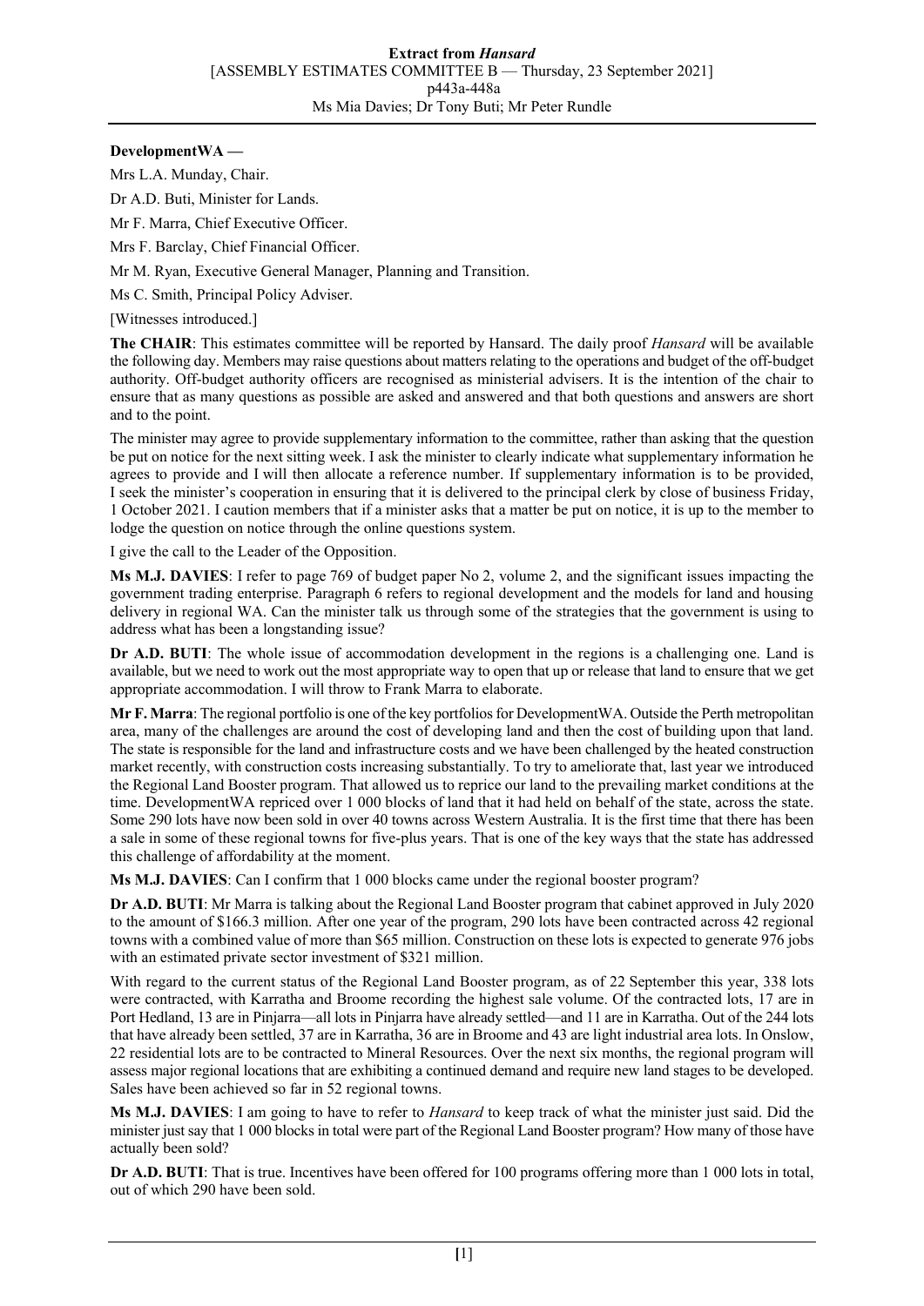**DevelopmentWA —**

Mrs L.A. Munday, Chair.

Dr A.D. Buti, Minister for Lands.

Mr F. Marra, Chief Executive Officer.

Mrs F. Barclay, Chief Financial Officer.

Mr M. Ryan, Executive General Manager, Planning and Transition.

Ms C. Smith, Principal Policy Adviser.

[Witnesses introduced.]

**The CHAIR**: This estimates committee will be reported by Hansard. The daily proof *Hansard* will be available the following day. Members may raise questions about matters relating to the operations and budget of the off-budget authority. Off-budget authority officers are recognised as ministerial advisers. It is the intention of the chair to ensure that as many questions as possible are asked and answered and that both questions and answers are short and to the point.

The minister may agree to provide supplementary information to the committee, rather than asking that the question be put on notice for the next sitting week. I ask the minister to clearly indicate what supplementary information he agrees to provide and I will then allocate a reference number. If supplementary information is to be provided, I seek the minister's cooperation in ensuring that it is delivered to the principal clerk by close of business Friday, 1 October 2021. I caution members that if a minister asks that a matter be put on notice, it is up to the member to lodge the question on notice through the online questions system.

I give the call to the Leader of the Opposition.

**Ms M.J. DAVIES**: I refer to page 769 of budget paper No 2, volume 2, and the significant issues impacting the government trading enterprise. Paragraph 6 refers to regional development and the models for land and housing delivery in regional WA. Can the minister talk us through some of the strategies that the government is using to address what has been a longstanding issue?

**Dr A.D. BUTI**: The whole issue of accommodation development in the regions is a challenging one. Land is available, but we need to work out the most appropriate way to open that up or release that land to ensure that we get appropriate accommodation. I will throw to Frank Marra to elaborate.

**Mr F. Marra**: The regional portfolio is one of the key portfolios for DevelopmentWA. Outside the Perth metropolitan area, many of the challenges are around the cost of developing land and then the cost of building upon that land. The state is responsible for the land and infrastructure costs and we have been challenged by the heated construction market recently, with construction costs increasing substantially. To try to ameliorate that, last year we introduced the Regional Land Booster program. That allowed us to reprice our land to the prevailing market conditions at the time. DevelopmentWA repriced over 1 000 blocks of land that it had held on behalf of the state, across the state. Some 290 lots have now been sold in over 40 towns across Western Australia. It is the first time that there has been a sale in some of these regional towns for five-plus years. That is one of the key ways that the state has addressed this challenge of affordability at the moment.

**Ms M.J. DAVIES**: Can I confirm that 1 000 blocks came under the regional booster program?

**Dr A.D. BUTI**: Mr Marra is talking about the Regional Land Booster program that cabinet approved in July 2020 to the amount of $166.3 million. After one year of the program, 290 lots have been contracted across 42 regional towns with a combined value of more than $65 million. Construction on these lots is expected to generate 976 jobs with an estimated private sector investment of $321 million.

With regard to the current status of the Regional Land Booster program, as of 22 September this year, 338 lots were contracted, with Karratha and Broome recording the highest sale volume. Of the contracted lots, 17 are in Port Hedland, 13 are in Pinjarra—all lots in Pinjarra have already settled—and 11 are in Karratha. Out of the 244 lots that have already been settled, 37 are in Karratha, 36 are in Broome and 43 are light industrial area lots. In Onslow, 22 residential lots are to be contracted to Mineral Resources. Over the next six months, the regional program will assess major regional locations that are exhibiting a continued demand and require new land stages to be developed. Sales have been achieved so far in 52 regional towns.

**Ms M.J. DAVIES**: I am going to have to refer to *Hansard* to keep track of what the minister just said. Did the minister just say that 1 000 blocks in total were part of the Regional Land Booster program? How many of those have actually been sold?

**Dr A.D. BUTI**: That is true. Incentives have been offered for 100 programs offering more than 1 000 lots in total, out of which 290 have been sold.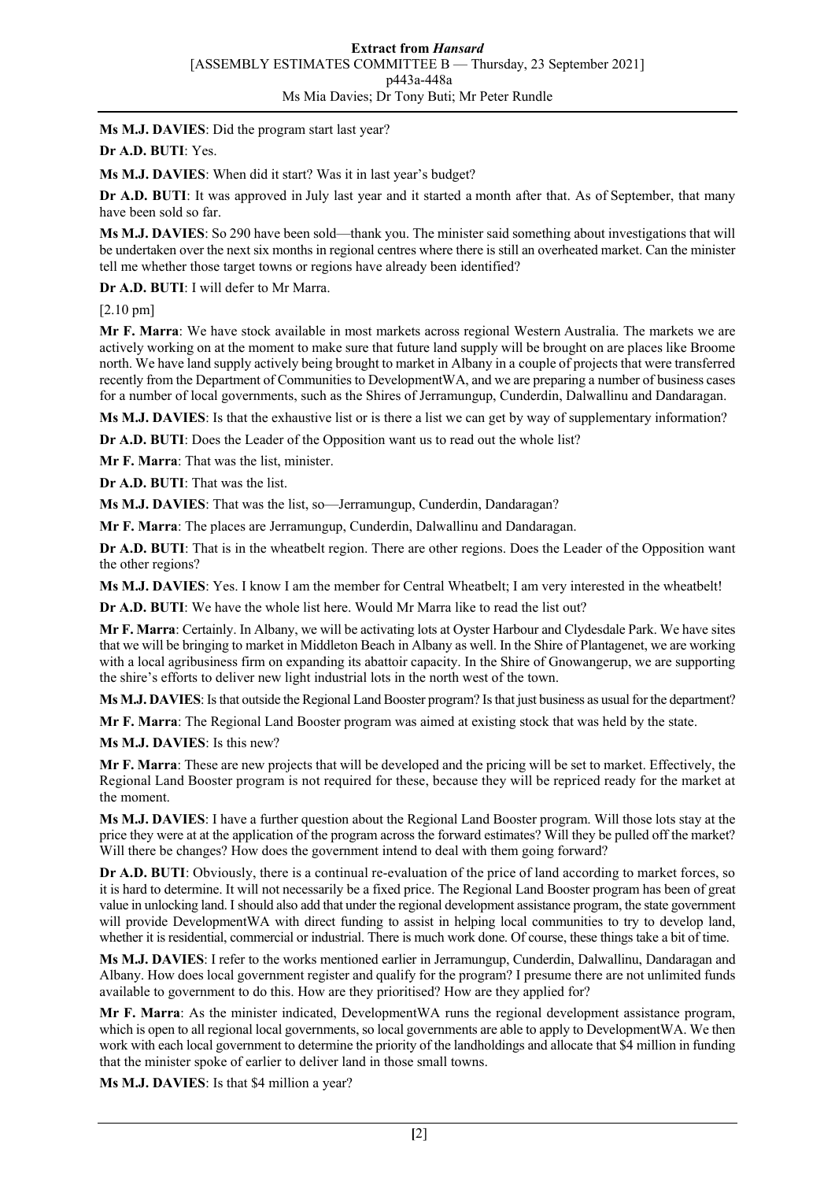**Ms M.J. DAVIES**: Did the program start last year?

**Dr A.D. BUTI**: Yes.

**Ms M.J. DAVIES**: When did it start? Was it in last year's budget?

**Dr A.D. BUTI**: It was approved in July last year and it started a month after that. As of September, that many have been sold so far.

**Ms M.J. DAVIES**: So 290 have been sold—thank you. The minister said something about investigations that will be undertaken over the next six months in regional centres where there is still an overheated market. Can the minister tell me whether those target towns or regions have already been identified?

**Dr A.D. BUTI**: I will defer to Mr Marra.

[2.10 pm]

**Mr F. Marra**: We have stock available in most markets across regional Western Australia. The markets we are actively working on at the moment to make sure that future land supply will be brought on are places like Broome north. We have land supply actively being brought to market in Albany in a couple of projects that were transferred recently from the Department of Communities to DevelopmentWA, and we are preparing a number of business cases for a number of local governments, such as the Shires of Jerramungup, Cunderdin, Dalwallinu and Dandaragan.

**Ms M.J. DAVIES**: Is that the exhaustive list or is there a list we can get by way of supplementary information?

**Dr A.D. BUTI**: Does the Leader of the Opposition want us to read out the whole list?

**Mr F. Marra**: That was the list, minister.

**Dr A.D. BUTI**: That was the list.

**Ms M.J. DAVIES**: That was the list, so—Jerramungup, Cunderdin, Dandaragan?

**Mr F. Marra**: The places are Jerramungup, Cunderdin, Dalwallinu and Dandaragan.

**Dr A.D. BUTI**: That is in the wheatbelt region. There are other regions. Does the Leader of the Opposition want the other regions?

**Ms M.J. DAVIES**: Yes. I know I am the member for Central Wheatbelt; I am very interested in the wheatbelt!

**Dr A.D. BUTI**: We have the whole list here. Would Mr Marra like to read the list out?

**Mr F. Marra**: Certainly. In Albany, we will be activating lots at Oyster Harbour and Clydesdale Park. We have sites that we will be bringing to market in Middleton Beach in Albany as well. In the Shire of Plantagenet, we are working with a local agribusiness firm on expanding its abattoir capacity. In the Shire of Gnowangerup, we are supporting the shire's efforts to deliver new light industrial lots in the north west of the town.

**Ms M.J. DAVIES**: Is that outside the Regional Land Booster program? Is that just business as usual for the department?

**Mr F. Marra**: The Regional Land Booster program was aimed at existing stock that was held by the state.

**Ms M.J. DAVIES**: Is this new?

**Mr F. Marra**: These are new projects that will be developed and the pricing will be set to market. Effectively, the Regional Land Booster program is not required for these, because they will be repriced ready for the market at the moment.

**Ms M.J. DAVIES**: I have a further question about the Regional Land Booster program. Will those lots stay at the price they were at at the application of the program across the forward estimates? Will they be pulled off the market? Will there be changes? How does the government intend to deal with them going forward?

**Dr A.D. BUTI**: Obviously, there is a continual re-evaluation of the price of land according to market forces, so it is hard to determine. It will not necessarily be a fixed price. The Regional Land Booster program has been of great value in unlocking land. I should also add that under the regional development assistance program, the state government will provide DevelopmentWA with direct funding to assist in helping local communities to try to develop land, whether it is residential, commercial or industrial. There is much work done. Of course, these things take a bit of time.

**Ms M.J. DAVIES**: I refer to the works mentioned earlier in Jerramungup, Cunderdin, Dalwallinu, Dandaragan and Albany. How does local government register and qualify for the program? I presume there are not unlimited funds available to government to do this. How are they prioritised? How are they applied for?

**Mr F. Marra**: As the minister indicated, DevelopmentWA runs the regional development assistance program, which is open to all regional local governments, so local governments are able to apply to DevelopmentWA. We then work with each local government to determine the priority of the landholdings and allocate that $4 million in funding that the minister spoke of earlier to deliver land in those small towns.

**Ms M.J. DAVIES**: Is that $4 million a year?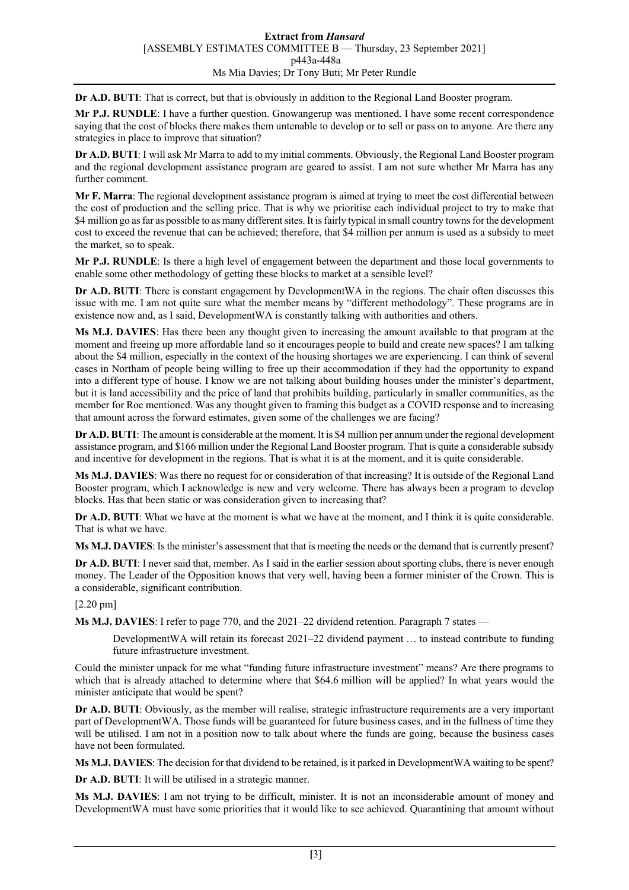**Dr A.D. BUTI**: That is correct, but that is obviously in addition to the Regional Land Booster program.

**Mr P.J. RUNDLE**: I have a further question. Gnowangerup was mentioned. I have some recent correspondence saying that the cost of blocks there makes them untenable to develop or to sell or pass on to anyone. Are there any strategies in place to improve that situation?

**Dr A.D. BUTI**: I will ask Mr Marra to add to my initial comments. Obviously, the Regional Land Booster program and the regional development assistance program are geared to assist. I am not sure whether Mr Marra has any further comment.

**Mr F. Marra**: The regional development assistance program is aimed at trying to meet the cost differential between the cost of production and the selling price. That is why we prioritise each individual project to try to make that $4 million go as far as possible to as many different sites. It is fairly typical in small country towns for the development cost to exceed the revenue that can be achieved; therefore, that $4 million per annum is used as a subsidy to meet the market, so to speak.

**Mr P.J. RUNDLE**: Is there a high level of engagement between the department and those local governments to enable some other methodology of getting these blocks to market at a sensible level?

**Dr A.D. BUTI**: There is constant engagement by DevelopmentWA in the regions. The chair often discusses this issue with me. I am not quite sure what the member means by "different methodology". These programs are in existence now and, as I said, DevelopmentWA is constantly talking with authorities and others.

**Ms M.J. DAVIES**: Has there been any thought given to increasing the amount available to that program at the moment and freeing up more affordable land so it encourages people to build and create new spaces? I am talking about the $4 million, especially in the context of the housing shortages we are experiencing. I can think of several cases in Northam of people being willing to free up their accommodation if they had the opportunity to expand into a different type of house. I know we are not talking about building houses under the minister's department, but it is land accessibility and the price of land that prohibits building, particularly in smaller communities, as the member for Roe mentioned. Was any thought given to framing this budget as a COVID response and to increasing that amount across the forward estimates, given some of the challenges we are facing?

**Dr A.D. BUTI**: The amount is considerable at the moment. It is $4 million per annum under the regional development assistance program, and $166 million under the Regional Land Booster program. That is quite a considerable subsidy and incentive for development in the regions. That is what it is at the moment, and it is quite considerable.

**Ms M.J. DAVIES**: Was there no request for or consideration of that increasing? It is outside of the Regional Land Booster program, which I acknowledge is new and very welcome. There has always been a program to develop blocks. Has that been static or was consideration given to increasing that?

**Dr A.D. BUTI**: What we have at the moment is what we have at the moment, and I think it is quite considerable. That is what we have.

**Ms M.J. DAVIES**: Is the minister's assessment that that is meeting the needs or the demand that is currently present?

**Dr A.D. BUTI**: I never said that, member. As I said in the earlier session about sporting clubs, there is never enough money. The Leader of the Opposition knows that very well, having been a former minister of the Crown. This is a considerable, significant contribution.

[2.20 pm]

**Ms M.J. DAVIES**: I refer to page 770, and the 2021–22 dividend retention. Paragraph 7 states —

> DevelopmentWA will retain its forecast 2021–22 dividend payment … to instead contribute to funding future infrastructure investment.

Could the minister unpack for me what "funding future infrastructure investment" means? Are there programs to which that is already attached to determine where that $64.6 million will be applied? In what years would the minister anticipate that would be spent?

**Dr A.D. BUTI**: Obviously, as the member will realise, strategic infrastructure requirements are a very important part of DevelopmentWA. Those funds will be guaranteed for future business cases, and in the fullness of time they will be utilised. I am not in a position now to talk about where the funds are going, because the business cases have not been formulated.

**Ms M.J. DAVIES**: The decision for that dividend to be retained, is it parked in DevelopmentWA waiting to be spent?

**Dr A.D. BUTI**: It will be utilised in a strategic manner.

**Ms M.J. DAVIES**: I am not trying to be difficult, minister. It is not an inconsiderable amount of money and DevelopmentWA must have some priorities that it would like to see achieved. Quarantining that amount without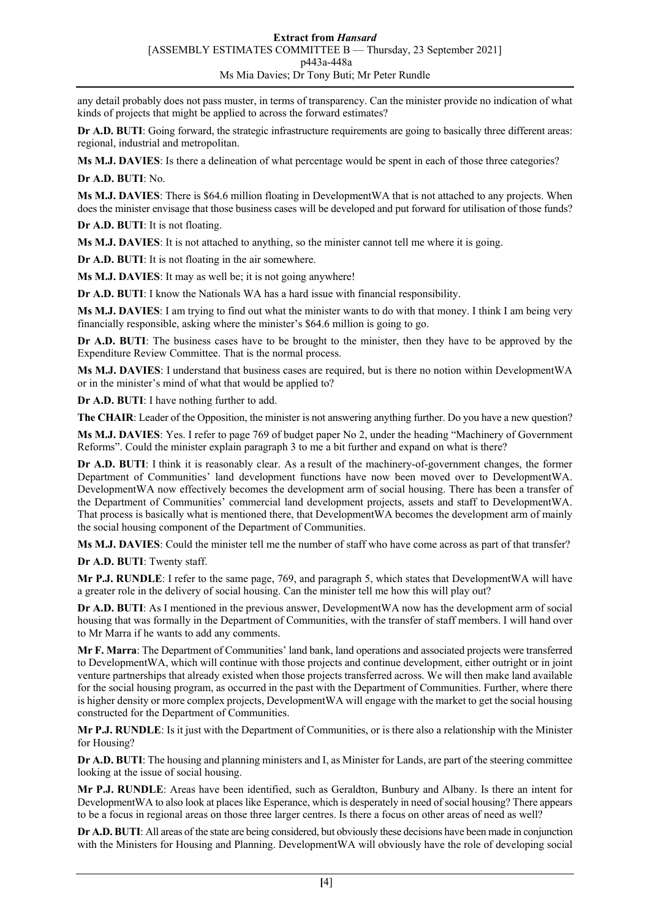any detail probably does not pass muster, in terms of transparency. Can the minister provide no indication of what kinds of projects that might be applied to across the forward estimates?

**Dr A.D. BUTI**: Going forward, the strategic infrastructure requirements are going to basically three different areas: regional, industrial and metropolitan.

**Ms M.J. DAVIES**: Is there a delineation of what percentage would be spent in each of those three categories?

**Dr A.D. BUTI**: No.

**Ms M.J. DAVIES**: There is $64.6 million floating in DevelopmentWA that is not attached to any projects. When does the minister envisage that those business cases will be developed and put forward for utilisation of those funds?

**Dr A.D. BUTI**: It is not floating.

**Ms M.J. DAVIES**: It is not attached to anything, so the minister cannot tell me where it is going.

**Dr A.D. BUTI**: It is not floating in the air somewhere.

**Ms M.J. DAVIES**: It may as well be; it is not going anywhere!

**Dr A.D. BUTI**: I know the Nationals WA has a hard issue with financial responsibility.

**Ms M.J. DAVIES**: I am trying to find out what the minister wants to do with that money. I think I am being very financially responsible, asking where the minister's $64.6 million is going to go.

**Dr A.D. BUTI**: The business cases have to be brought to the minister, then they have to be approved by the Expenditure Review Committee. That is the normal process.

**Ms M.J. DAVIES**: I understand that business cases are required, but is there no notion within DevelopmentWA or in the minister's mind of what that would be applied to?

**Dr A.D. BUTI**: I have nothing further to add.

**The CHAIR**: Leader of the Opposition, the minister is not answering anything further. Do you have a new question?

**Ms M.J. DAVIES**: Yes. I refer to page 769 of budget paper No 2, under the heading "Machinery of Government Reforms". Could the minister explain paragraph 3 to me a bit further and expand on what is there?

**Dr A.D. BUTI**: I think it is reasonably clear. As a result of the machinery-of-government changes, the former Department of Communities' land development functions have now been moved over to DevelopmentWA. DevelopmentWA now effectively becomes the development arm of social housing. There has been a transfer of the Department of Communities' commercial land development projects, assets and staff to DevelopmentWA. That process is basically what is mentioned there, that DevelopmentWA becomes the development arm of mainly the social housing component of the Department of Communities.

**Ms M.J. DAVIES**: Could the minister tell me the number of staff who have come across as part of that transfer?

**Dr A.D. BUTI**: Twenty staff.

**Mr P.J. RUNDLE**: I refer to the same page, 769, and paragraph 5, which states that DevelopmentWA will have a greater role in the delivery of social housing. Can the minister tell me how this will play out?

**Dr A.D. BUTI**: As I mentioned in the previous answer, DevelopmentWA now has the development arm of social housing that was formally in the Department of Communities, with the transfer of staff members. I will hand over to Mr Marra if he wants to add any comments.

**Mr F. Marra**: The Department of Communities' land bank, land operations and associated projects were transferred to DevelopmentWA, which will continue with those projects and continue development, either outright or in joint venture partnerships that already existed when those projects transferred across. We will then make land available for the social housing program, as occurred in the past with the Department of Communities. Further, where there is higher density or more complex projects, DevelopmentWA will engage with the market to get the social housing constructed for the Department of Communities.

**Mr P.J. RUNDLE**: Is it just with the Department of Communities, or is there also a relationship with the Minister for Housing?

**Dr A.D. BUTI**: The housing and planning ministers and I, as Minister for Lands, are part of the steering committee looking at the issue of social housing.

**Mr P.J. RUNDLE**: Areas have been identified, such as Geraldton, Bunbury and Albany. Is there an intent for DevelopmentWA to also look at places like Esperance, which is desperately in need of social housing? There appears to be a focus in regional areas on those three larger centres. Is there a focus on other areas of need as well?

**Dr A.D. BUTI**: All areas of the state are being considered, but obviously these decisions have been made in conjunction with the Ministers for Housing and Planning. DevelopmentWA will obviously have the role of developing social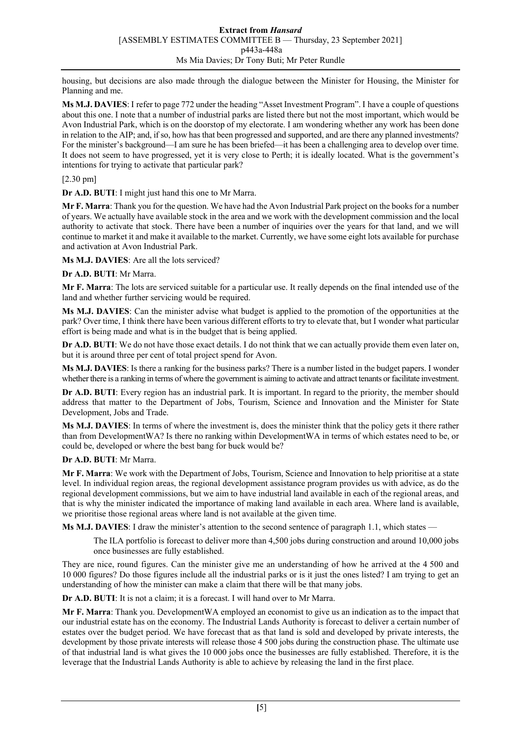housing, but decisions are also made through the dialogue between the Minister for Housing, the Minister for Planning and me.

**Ms M.J. DAVIES**: I refer to page 772 under the heading "Asset Investment Program". I have a couple of questions about this one. I note that a number of industrial parks are listed there but not the most important, which would be Avon Industrial Park, which is on the doorstop of my electorate. I am wondering whether any work has been done in relation to the AIP; and, if so, how has that been progressed and supported, and are there any planned investments? For the minister's background—I am sure he has been briefed—it has been a challenging area to develop over time. It does not seem to have progressed, yet it is very close to Perth; it is ideally located. What is the government's intentions for trying to activate that particular park?

[2.30 pm]

**Dr A.D. BUTI**: I might just hand this one to Mr Marra.

**Mr F. Marra**: Thank you for the question. We have had the Avon Industrial Park project on the books for a number of years. We actually have available stock in the area and we work with the development commission and the local authority to activate that stock. There have been a number of inquiries over the years for that land, and we will continue to market it and make it available to the market. Currently, we have some eight lots available for purchase and activation at Avon Industrial Park.

**Ms M.J. DAVIES**: Are all the lots serviced?

**Dr A.D. BUTI**: Mr Marra.

**Mr F. Marra**: The lots are serviced suitable for a particular use. It really depends on the final intended use of the land and whether further servicing would be required.

**Ms M.J. DAVIES**: Can the minister advise what budget is applied to the promotion of the opportunities at the park? Over time, I think there have been various different efforts to try to elevate that, but I wonder what particular effort is being made and what is in the budget that is being applied.

**Dr A.D. BUTI**: We do not have those exact details. I do not think that we can actually provide them even later on, but it is around three per cent of total project spend for Avon.

**Ms M.J. DAVIES**: Is there a ranking for the business parks? There is a number listed in the budget papers. I wonder whether there is a ranking in terms of where the government is aiming to activate and attract tenants or facilitate investment.

**Dr A.D. BUTI**: Every region has an industrial park. It is important. In regard to the priority, the member should address that matter to the Department of Jobs, Tourism, Science and Innovation and the Minister for State Development, Jobs and Trade.

**Ms M.J. DAVIES**: In terms of where the investment is, does the minister think that the policy gets it there rather than from DevelopmentWA? Is there no ranking within DevelopmentWA in terms of which estates need to be, or could be, developed or where the best bang for buck would be?

**Dr A.D. BUTI**: Mr Marra.

**Mr F. Marra**: We work with the Department of Jobs, Tourism, Science and Innovation to help prioritise at a state level. In individual region areas, the regional development assistance program provides us with advice, as do the regional development commissions, but we aim to have industrial land available in each of the regional areas, and that is why the minister indicated the importance of making land available in each area. Where land is available, we prioritise those regional areas where land is not available at the given time.

**Ms M.J. DAVIES**: I draw the minister's attention to the second sentence of paragraph 1.1, which states —

> The ILA portfolio is forecast to deliver more than 4,500 jobs during construction and around 10,000 jobs once businesses are fully established.

They are nice, round figures. Can the minister give me an understanding of how he arrived at the 4 500 and 10 000 figures? Do those figures include all the industrial parks or is it just the ones listed? I am trying to get an understanding of how the minister can make a claim that there will be that many jobs.

**Dr A.D. BUTI**: It is not a claim; it is a forecast. I will hand over to Mr Marra.

**Mr F. Marra**: Thank you. DevelopmentWA employed an economist to give us an indication as to the impact that our industrial estate has on the economy. The Industrial Lands Authority is forecast to deliver a certain number of estates over the budget period. We have forecast that as that land is sold and developed by private interests, the development by those private interests will release those 4 500 jobs during the construction phase. The ultimate use of that industrial land is what gives the 10 000 jobs once the businesses are fully established. Therefore, it is the leverage that the Industrial Lands Authority is able to achieve by releasing the land in the first place.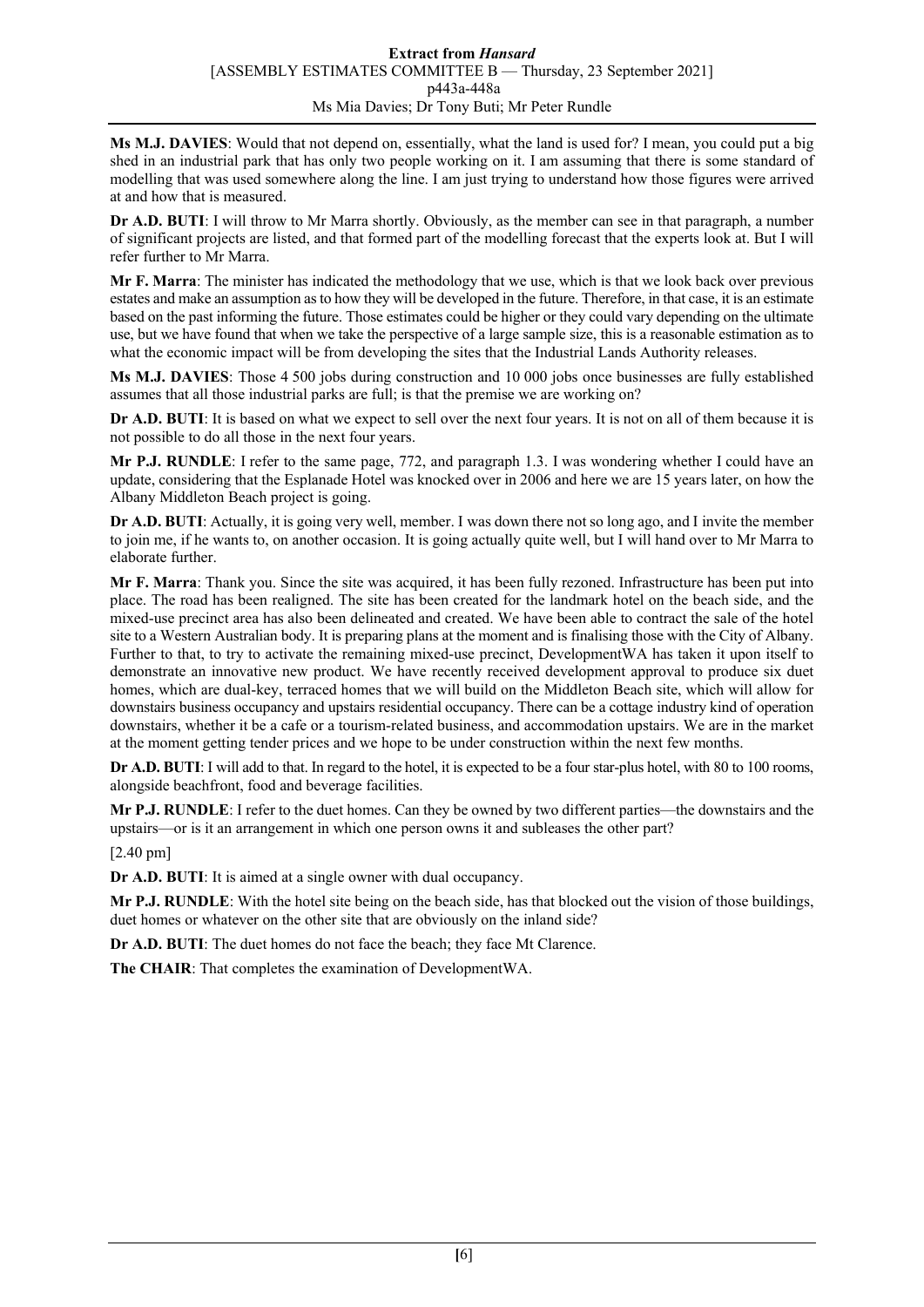**Ms M.J. DAVIES**: Would that not depend on, essentially, what the land is used for? I mean, you could put a big shed in an industrial park that has only two people working on it. I am assuming that there is some standard of modelling that was used somewhere along the line. I am just trying to understand how those figures were arrived at and how that is measured.

**Dr A.D. BUTI**: I will throw to Mr Marra shortly. Obviously, as the member can see in that paragraph, a number of significant projects are listed, and that formed part of the modelling forecast that the experts look at. But I will refer further to Mr Marra.

**Mr F. Marra**: The minister has indicated the methodology that we use, which is that we look back over previous estates and make an assumption as to how they will be developed in the future. Therefore, in that case, it is an estimate based on the past informing the future. Those estimates could be higher or they could vary depending on the ultimate use, but we have found that when we take the perspective of a large sample size, this is a reasonable estimation as to what the economic impact will be from developing the sites that the Industrial Lands Authority releases.

**Ms M.J. DAVIES**: Those 4 500 jobs during construction and 10 000 jobs once businesses are fully established assumes that all those industrial parks are full; is that the premise we are working on?

**Dr A.D. BUTI**: It is based on what we expect to sell over the next four years. It is not on all of them because it is not possible to do all those in the next four years.

**Mr P.J. RUNDLE**: I refer to the same page, 772, and paragraph 1.3. I was wondering whether I could have an update, considering that the Esplanade Hotel was knocked over in 2006 and here we are 15 years later, on how the Albany Middleton Beach project is going.

**Dr A.D. BUTI**: Actually, it is going very well, member. I was down there not so long ago, and I invite the member to join me, if he wants to, on another occasion. It is going actually quite well, but I will hand over to Mr Marra to elaborate further.

**Mr F. Marra**: Thank you. Since the site was acquired, it has been fully rezoned. Infrastructure has been put into place. The road has been realigned. The site has been created for the landmark hotel on the beach side, and the mixed-use precinct area has also been delineated and created. We have been able to contract the sale of the hotel site to a Western Australian body. It is preparing plans at the moment and is finalising those with the City of Albany. Further to that, to try to activate the remaining mixed-use precinct, DevelopmentWA has taken it upon itself to demonstrate an innovative new product. We have recently received development approval to produce six duet homes, which are dual-key, terraced homes that we will build on the Middleton Beach site, which will allow for downstairs business occupancy and upstairs residential occupancy. There can be a cottage industry kind of operation downstairs, whether it be a cafe or a tourism-related business, and accommodation upstairs. We are in the market at the moment getting tender prices and we hope to be under construction within the next few months.

**Dr A.D. BUTI**: I will add to that. In regard to the hotel, it is expected to be a four star-plus hotel, with 80 to 100 rooms, alongside beachfront, food and beverage facilities.

**Mr P.J. RUNDLE**: I refer to the duet homes. Can they be owned by two different parties—the downstairs and the upstairs—or is it an arrangement in which one person owns it and subleases the other part?

[2.40 pm]

**Dr A.D. BUTI**: It is aimed at a single owner with dual occupancy.

**Mr P.J. RUNDLE**: With the hotel site being on the beach side, has that blocked out the vision of those buildings, duet homes or whatever on the other site that are obviously on the inland side?

**Dr A.D. BUTI**: The duet homes do not face the beach; they face Mt Clarence.

**The CHAIR**: That completes the examination of DevelopmentWA.